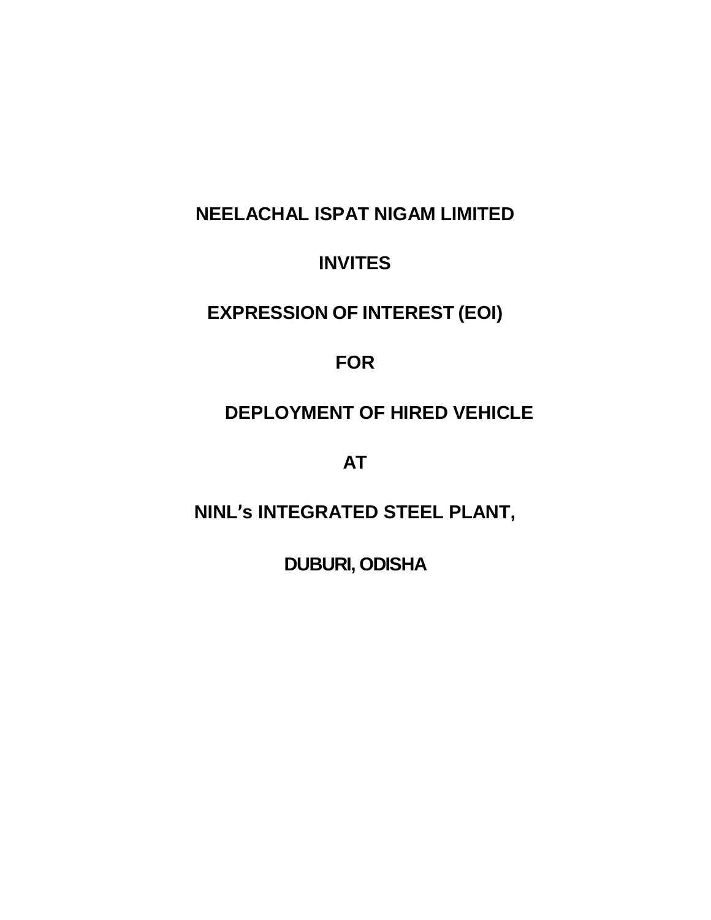# NEELACHAL ISPAT NIGAM LIMITED

# INVITES

# EXPRESSION OF INTEREST (EOI)

# FOR

# DEPLOYMENT OF HIRED VEHICLE

# AT

# NINL's INTEGRATED STEEL PLANT,

# DUBURI, ODISHA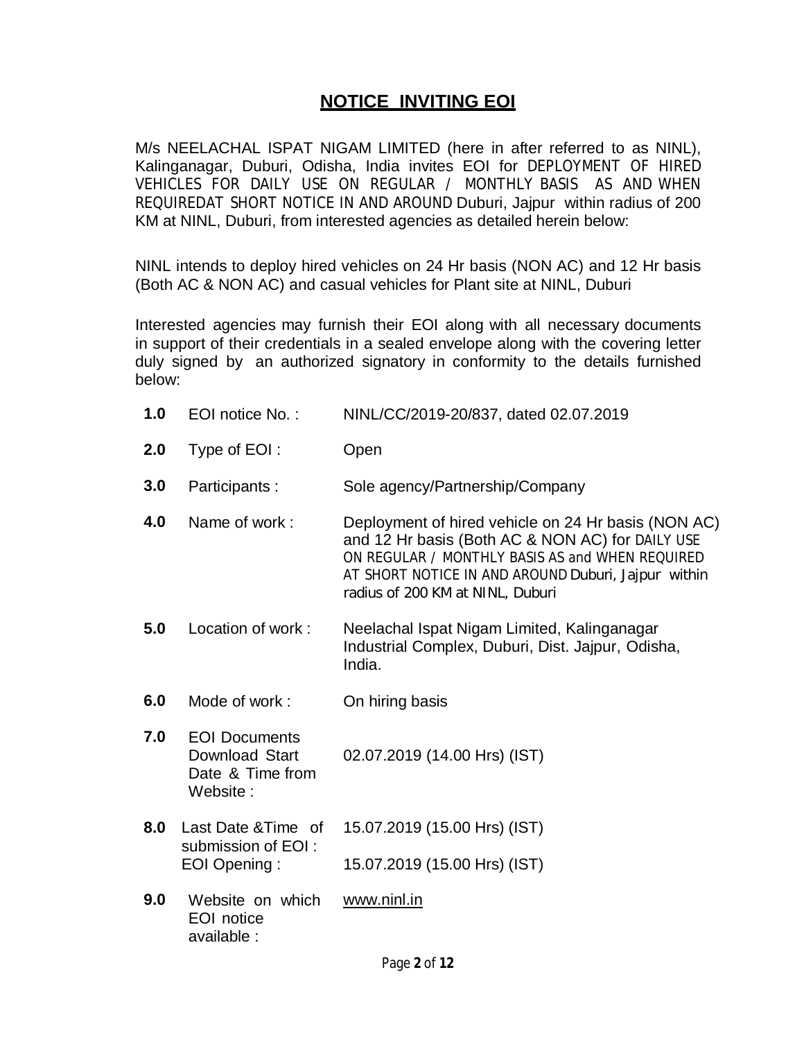# NOTICE INVITING EOI

M/s NEELACHAL ISPAT NIGAM LIMITED (here in after referred to as NINL), Kalinganagar, Duburi, Odisha, India invites EOI for DEPLOYMENT OF HIRED VEHICLES FOR DAILY USE ON REGULAR / MONTHLY BASIS AS AND WHEN REQUIREDAT SHORT NOTICE IN AND AROUND Duburi, Jajpur within radius of 200 KM at NINL, Duburi, from interested agencies as detailed herein below:

NINL intends to deploy hired vehicles on 24 Hr basis (NON AC) and 12 Hr basis (Both AC & NON AC) and casual vehicles for Plant site at NINL, Duburi

Interested agencies may furnish their EOI along with all necessary documents in support of their credentials in a sealed envelope along with the covering letter duly signed by an authorized signatory in conformity to the details furnished below:

| | | |
|---|---|---|
| **1.0** | EOI notice No. : | NINL/CC/2019-20/837, dated 02.07.2019 |
| **2.0** | Type of EOI : | Open |
| **3.0** | Participants : | Sole agency/Partnership/Company |
| **4.0** | Name of work : | Deployment of hired vehicle on 24 Hr basis (NON AC) and 12 Hr basis (Both AC & NON AC) for DAILY USE ON REGULAR / MONTHLY BASIS AS and WHEN REQUIRED AT SHORT NOTICE IN AND AROUND Duburi, Jajpur within radius of 200 KM at NINL, Duburi |
| **5.0** | Location of work : | Neelachal Ispat Nigam Limited, Kalinganagar Industrial Complex, Duburi, Dist. Jajpur, Odisha, India. |
| **6.0** | Mode of work : | On hiring basis |
| **7.0** | EOI Documents Download Start Date & Time from Website : | 02.07.2019 (14.00 Hrs) (IST) |
| **8.0** | Last Date &Time of submission of EOI : | 15.07.2019 (15.00 Hrs) (IST) |
| | EOI Opening : | 15.07.2019 (15.00 Hrs) (IST) |
| **9.0** | Website on which EOI notice available : | www.ninl.in |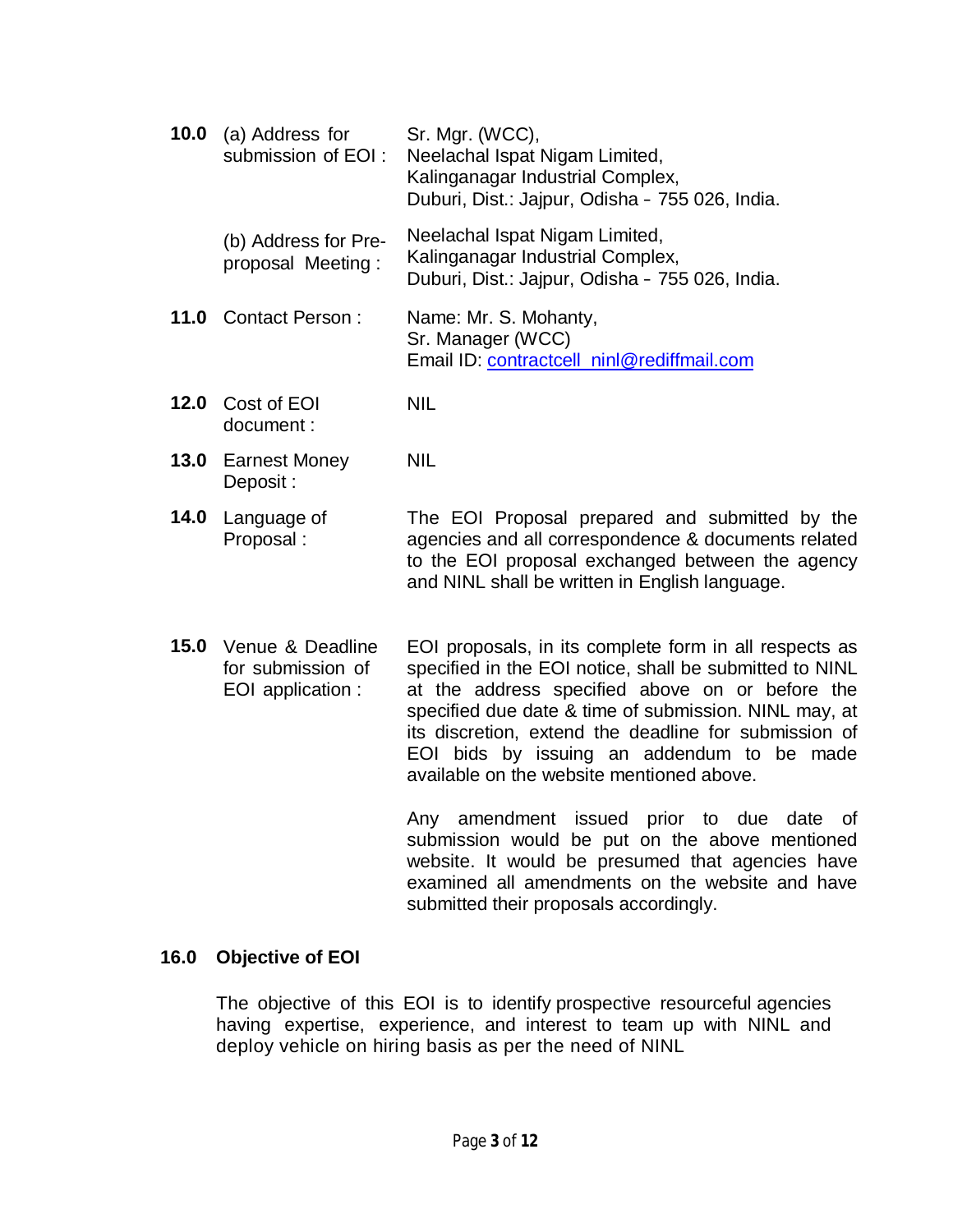| | | |
|---|---|---|
| **10.0** | (a) Address for submission of EOI : | Sr. Mgr. (WCC),<br>Neelachal Ispat Nigam Limited,<br>Kalinganagar Industrial Complex,<br>Duburi, Dist.: Jajpur, Odisha - 755 026, India. |
| | (b) Address for Pre-proposal Meeting : | Neelachal Ispat Nigam Limited,<br>Kalinganagar Industrial Complex,<br>Duburi, Dist.: Jajpur, Odisha - 755 026, India. |
| **11.0** | Contact Person : | Name: Mr. S. Mohanty,<br>Sr. Manager (WCC)<br>Email ID: contractcell_ninl@rediffmail.com |
| **12.0** | Cost of EOI document : | NIL |
| **13.0** | Earnest Money Deposit : | NIL |
| **14.0** | Language of Proposal : | The EOI Proposal prepared and submitted by the agencies and all correspondence & documents related to the EOI proposal exchanged between the agency and NINL shall be written in English language. |
| **15.0** | Venue & Deadline for submission of EOI application : | EOI proposals, in its complete form in all respects as specified in the EOI notice, shall be submitted to NINL at the address specified above on or before the specified due date & time of submission. NINL may, at its discretion, extend the deadline for submission of EOI bids by issuing an addendum to be made available on the website mentioned above.<br><br>Any amendment issued prior to due date of submission would be put on the above mentioned website. It would be presumed that agencies have examined all amendments on the website and have submitted their proposals accordingly. |

## 16.0 Objective of EOI

The objective of this EOI is to identify prospective resourceful agencies having expertise, experience, and interest to team up with NINL and deploy vehicle on hiring basis as per the need of NINL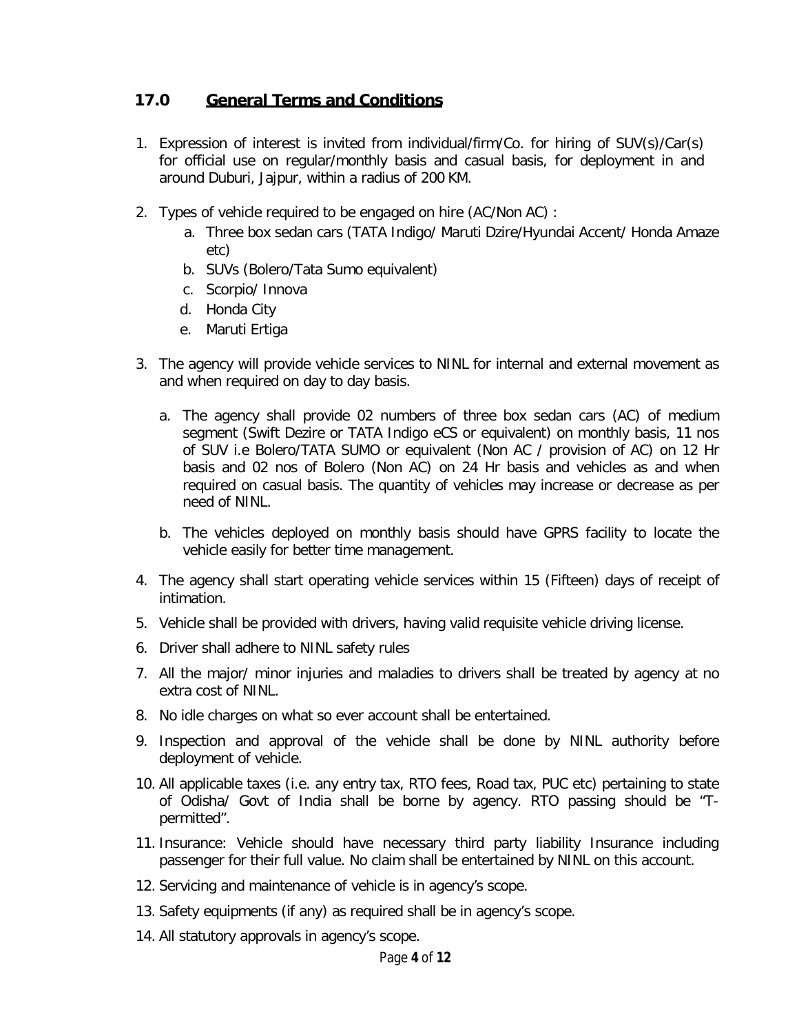## 17.0 General Terms and Conditions

1. Expression of interest is invited from individual/firm/Co. for hiring of SUV(s)/Car(s) for official use on regular/monthly basis and casual basis, for deployment in and around Duburi, Jajpur, within a radius of 200 KM.
2. Types of vehicle required to be engaged on hire (AC/Non AC) :
   a. Three box sedan cars (TATA Indigo/ Maruti Dzire/Hyundai Accent/ Honda Amaze etc)
   b. SUVs (Bolero/Tata Sumo equivalent)
   c. Scorpio/ Innova
   d. Honda City
   e. Maruti Ertiga
3. The agency will provide vehicle services to NINL for internal and external movement as and when required on day to day basis.
   a. The agency shall provide 02 numbers of three box sedan cars (AC) of medium segment (Swift Dezire or TATA Indigo eCS or equivalent) on monthly basis, 11 nos of SUV i.e Bolero/TATA SUMO or equivalent (Non AC / provision of AC) on 12 Hr basis and 02 nos of Bolero (Non AC) on 24 Hr basis and vehicles as and when required on casual basis. The quantity of vehicles may increase or decrease as per need of NINL.
   b. The vehicles deployed on monthly basis should have GPRS facility to locate the vehicle easily for better time management.
4. The agency shall start operating vehicle services within 15 (Fifteen) days of receipt of intimation.
5. Vehicle shall be provided with drivers, having valid requisite vehicle driving license.
6. Driver shall adhere to NINL safety rules
7. All the major/ minor injuries and maladies to drivers shall be treated by agency at no extra cost of NINL.
8. No idle charges on what so ever account shall be entertained.
9. Inspection and approval of the vehicle shall be done by NINL authority before deployment of vehicle.
10. All applicable taxes (i.e. any entry tax, RTO fees, Road tax, PUC etc) pertaining to state of Odisha/ Govt of India shall be borne by agency. RTO passing should be "T-permitted".
11. Insurance: Vehicle should have necessary third party liability Insurance including passenger for their full value. No claim shall be entertained by NINL on this account.
12. Servicing and maintenance of vehicle is in agency's scope.
13. Safety equipments (if any) as required shall be in agency's scope.
14. All statutory approvals in agency's scope.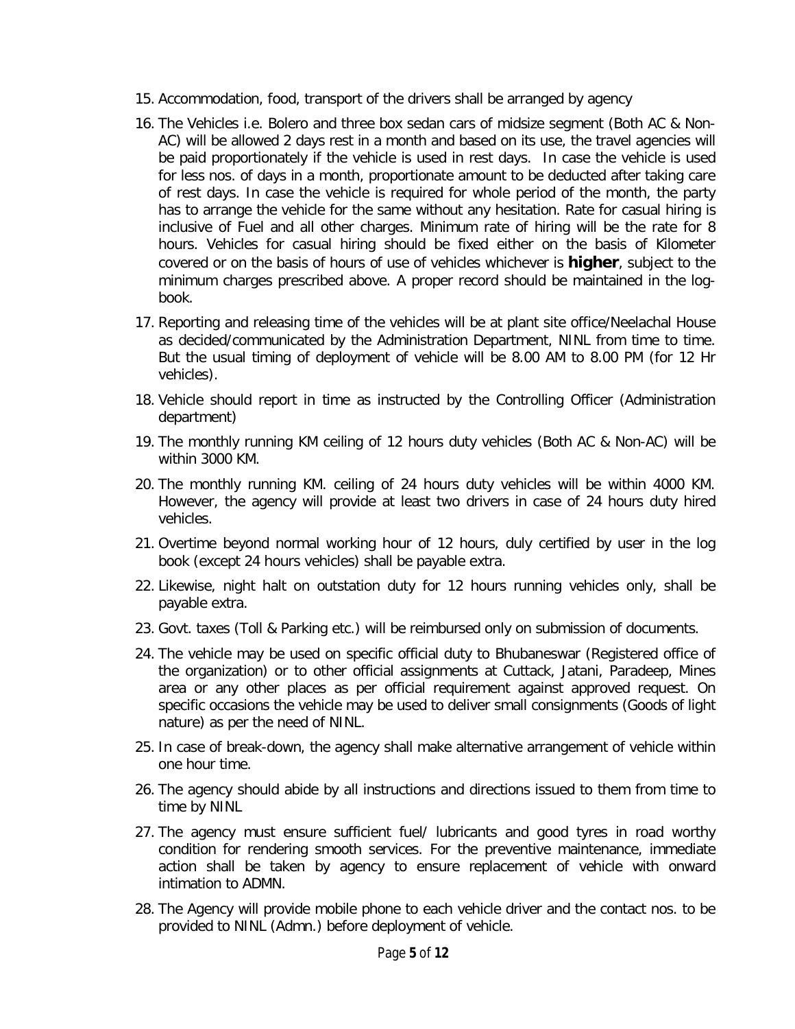15. Accommodation, food, transport of the drivers shall be arranged by agency
16. The Vehicles i.e. Bolero and three box sedan cars of midsize segment (Both AC & Non-AC) will be allowed 2 days rest in a month and based on its use, the travel agencies will be paid proportionately if the vehicle is used in rest days. In case the vehicle is used for less nos. of days in a month, proportionate amount to be deducted after taking care of rest days. In case the vehicle is required for whole period of the month, the party has to arrange the vehicle for the same without any hesitation. Rate for casual hiring is inclusive of Fuel and all other charges. Minimum rate of hiring will be the rate for 8 hours. Vehicles for casual hiring should be fixed either on the basis of Kilometer covered or on the basis of hours of use of vehicles whichever is **higher**, subject to the minimum charges prescribed above. A proper record should be maintained in the log-book.
17. Reporting and releasing time of the vehicles will be at plant site office/Neelachal House as decided/communicated by the Administration Department, NINL from time to time. But the usual timing of deployment of vehicle will be 8.00 AM to 8.00 PM (for 12 Hr vehicles).
18. Vehicle should report in time as instructed by the Controlling Officer (Administration department)
19. The monthly running KM ceiling of 12 hours duty vehicles (Both AC & Non-AC) will be within 3000 KM.
20. The monthly running KM. ceiling of 24 hours duty vehicles will be within 4000 KM. However, the agency will provide at least two drivers in case of 24 hours duty hired vehicles.
21. Overtime beyond normal working hour of 12 hours, duly certified by user in the log book (except 24 hours vehicles) shall be payable extra.
22. Likewise, night halt on outstation duty for 12 hours running vehicles only, shall be payable extra.
23. Govt. taxes (Toll & Parking etc.) will be reimbursed only on submission of documents.
24. The vehicle may be used on specific official duty to Bhubaneswar (Registered office of the organization) or to other official assignments at Cuttack, Jatani, Paradeep, Mines area or any other places as per official requirement against approved request. On specific occasions the vehicle may be used to deliver small consignments (Goods of light nature) as per the need of NINL.
25. In case of break-down, the agency shall make alternative arrangement of vehicle within one hour time.
26. The agency should abide by all instructions and directions issued to them from time to time by NINL
27. The agency must ensure sufficient fuel/ lubricants and good tyres in road worthy condition for rendering smooth services. For the preventive maintenance, immediate action shall be taken by agency to ensure replacement of vehicle with onward intimation to ADMN.
28. The Agency will provide mobile phone to each vehicle driver and the contact nos. to be provided to NINL (Admn.) before deployment of vehicle.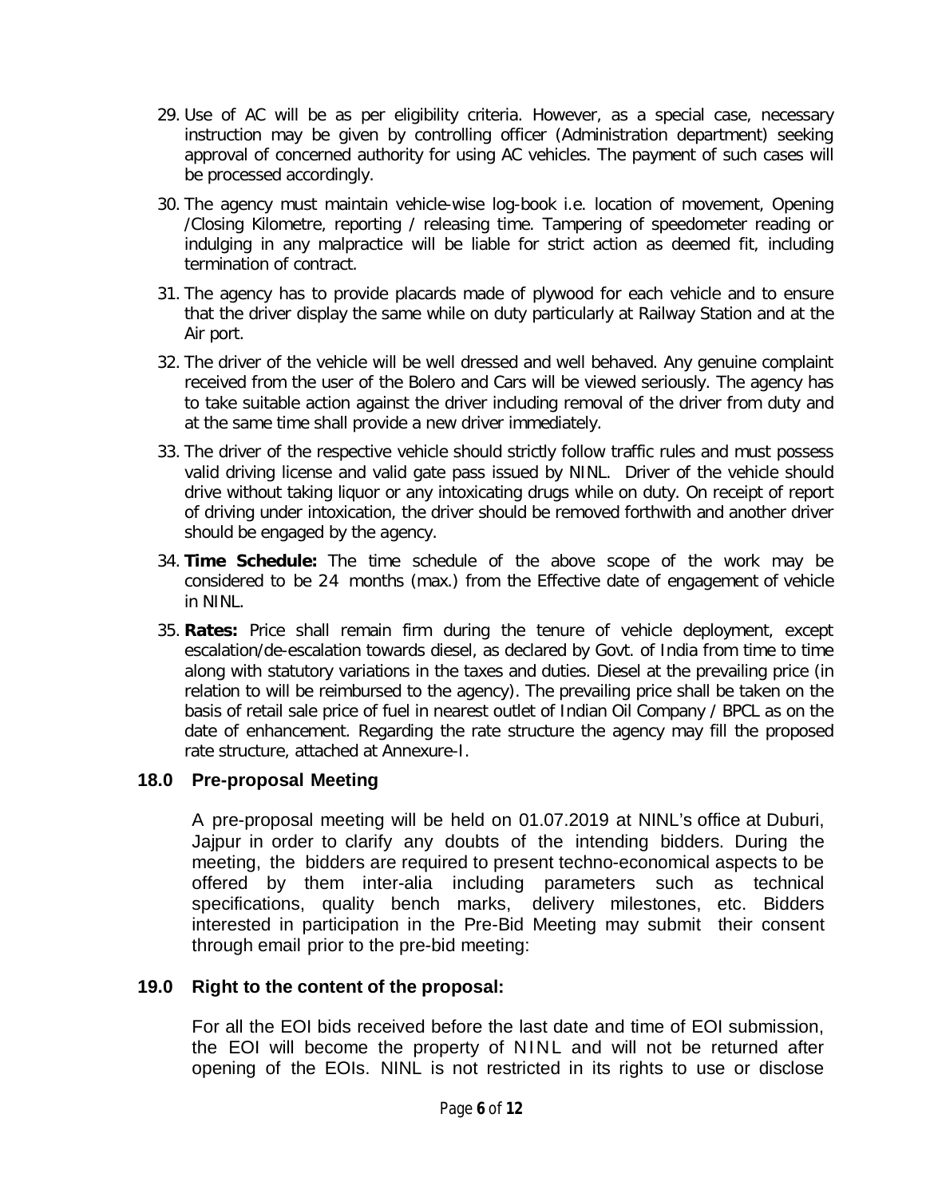29. Use of AC will be as per eligibility criteria. However, as a special case, necessary instruction may be given by controlling officer (Administration department) seeking approval of concerned authority for using AC vehicles. The payment of such cases will be processed accordingly.
30. The agency must maintain vehicle-wise log-book i.e. location of movement, Opening /Closing Kilometre, reporting / releasing time. Tampering of speedometer reading or indulging in any malpractice will be liable for strict action as deemed fit, including termination of contract.
31. The agency has to provide placards made of plywood for each vehicle and to ensure that the driver display the same while on duty particularly at Railway Station and at the Air port.
32. The driver of the vehicle will be well dressed and well behaved. Any genuine complaint received from the user of the Bolero and Cars will be viewed seriously. The agency has to take suitable action against the driver including removal of the driver from duty and at the same time shall provide a new driver immediately.
33. The driver of the respective vehicle should strictly follow traffic rules and must possess valid driving license and valid gate pass issued by NINL. Driver of the vehicle should drive without taking liquor or any intoxicating drugs while on duty. On receipt of report of driving under intoxication, the driver should be removed forthwith and another driver should be engaged by the agency.
34. **Time Schedule:** The time schedule of the above scope of the work may be considered to be 24 months (max.) from the Effective date of engagement of vehicle in NINL.
35. **Rates:** Price shall remain firm during the tenure of vehicle deployment, except escalation/de-escalation towards diesel, as declared by Govt. of India from time to time along with statutory variations in the taxes and duties. Diesel at the prevailing price (in relation to will be reimbursed to the agency). The prevailing price shall be taken on the basis of retail sale price of fuel in nearest outlet of Indian Oil Company / BPCL as on the date of enhancement. Regarding the rate structure the agency may fill the proposed rate structure, attached at Annexure-I.

## 18.0 Pre-proposal Meeting

A pre-proposal meeting will be held on 01.07.2019 at NINL's office at Duburi, Jajpur in order to clarify any doubts of the intending bidders. During the meeting, the bidders are required to present techno-economical aspects to be offered by them inter-alia including parameters such as technical specifications, quality bench marks, delivery milestones, etc. Bidders interested in participation in the Pre-Bid Meeting may submit their consent through email prior to the pre-bid meeting:

## 19.0 Right to the content of the proposal:

For all the EOI bids received before the last date and time of EOI submission, the EOI will become the property of NINL and will not be returned after opening of the EOIs. NINL is not restricted in its rights to use or disclose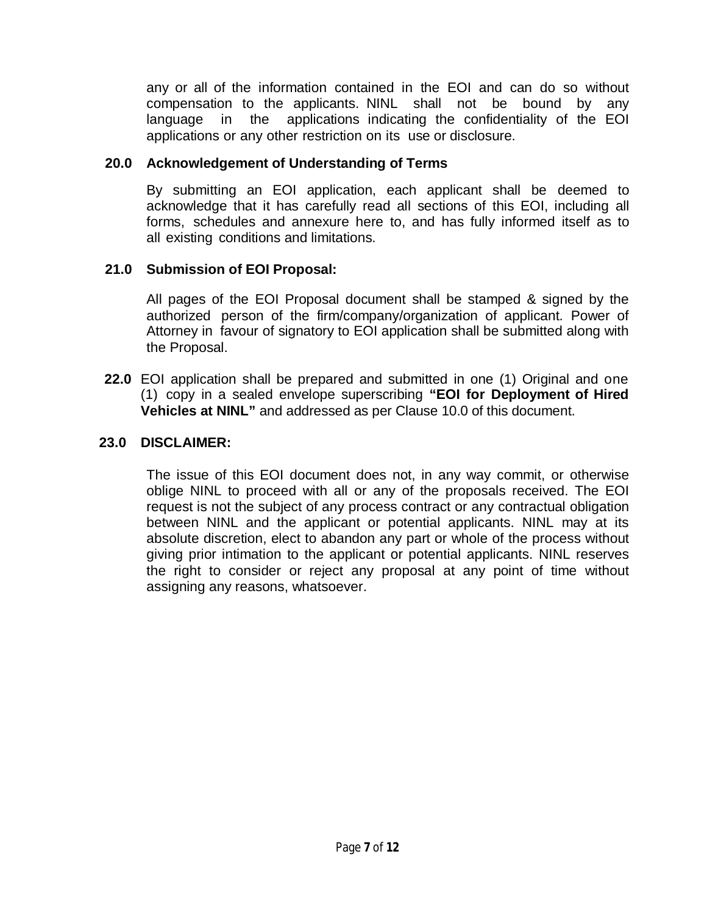any or all of the information contained in the EOI and can do so without compensation to the applicants. NINL shall not be bound by any language in the applications indicating the confidentiality of the EOI applications or any other restriction on its use or disclosure.

**20.0 Acknowledgement of Understanding of Terms**

By submitting an EOI application, each applicant shall be deemed to acknowledge that it has carefully read all sections of this EOI, including all forms, schedules and annexure here to, and has fully informed itself as to all existing conditions and limitations.

**21.0 Submission of EOI Proposal:**

All pages of the EOI Proposal document shall be stamped & signed by the authorized person of the firm/company/organization of applicant. Power of Attorney in favour of signatory to EOI application shall be submitted along with the Proposal.

**22.0** EOI application shall be prepared and submitted in one (1) Original and one (1) copy in a sealed envelope superscribing **"EOI for Deployment of Hired Vehicles at NINL"** and addressed as per Clause 10.0 of this document.

**23.0 DISCLAIMER:**

The issue of this EOI document does not, in any way commit, or otherwise oblige NINL to proceed with all or any of the proposals received. The EOI request is not the subject of any process contract or any contractual obligation between NINL and the applicant or potential applicants. NINL may at its absolute discretion, elect to abandon any part or whole of the process without giving prior intimation to the applicant or potential applicants. NINL reserves the right to consider or reject any proposal at any point of time without assigning any reasons, whatsoever.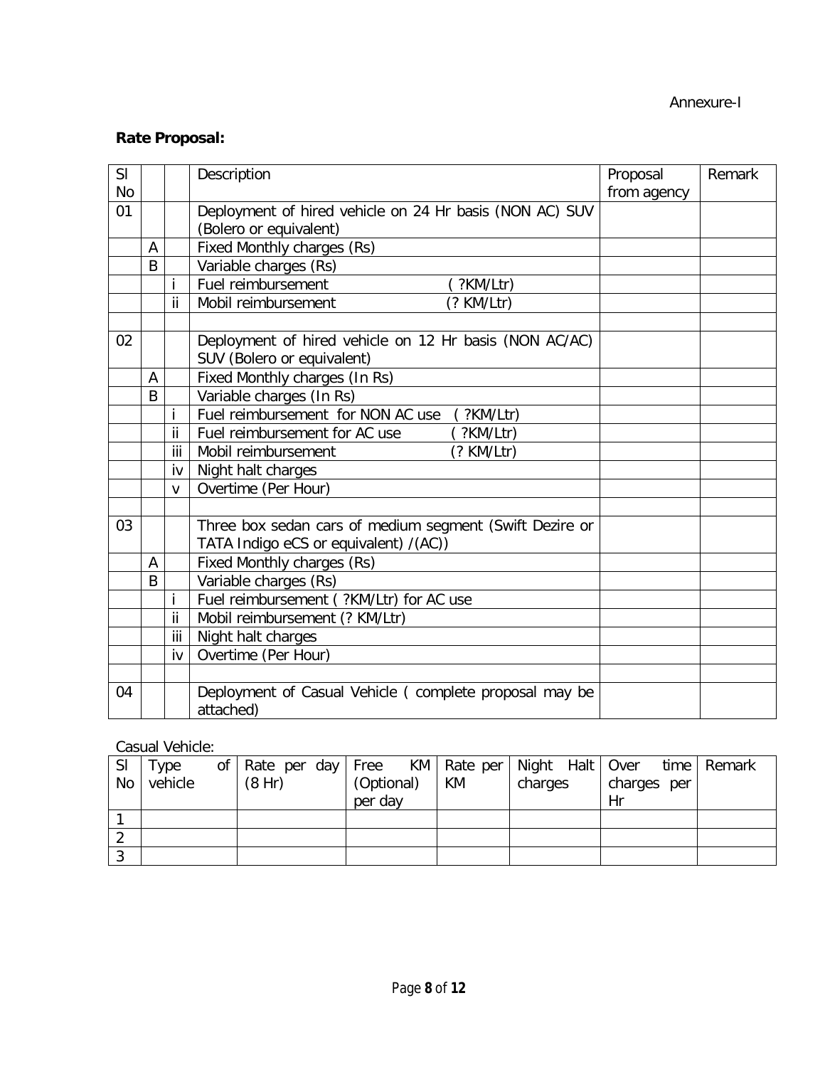Annexure-I

**Rate Proposal:**

| Sl No | | | Description | Proposal from agency | Remark |
|---|---|---|---|---|---|
| 01 | | | Deployment of hired vehicle on 24 Hr basis (NON AC) SUV (Bolero or equivalent) | | |
| | A | | Fixed Monthly charges (Rs) | | |
| | B | | Variable charges (Rs) | | |
| | | i | Fuel reimbursement ( ?KM/Ltr) | | |
| | | ii | Mobil reimbursement (? KM/Ltr) | | |
| | | | | | |
| 02 | | | Deployment of hired vehicle on 12 Hr basis (NON AC/AC) SUV (Bolero or equivalent) | | |
| | A | | Fixed Monthly charges (In Rs) | | |
| | B | | Variable charges (In Rs) | | |
| | | i | Fuel reimbursement for NON AC use ( ?KM/Ltr) | | |
| | | ii | Fuel reimbursement for AC use ( ?KM/Ltr) | | |
| | | iii | Mobil reimbursement (? KM/Ltr) | | |
| | | iv | Night halt charges | | |
| | | v | Overtime (Per Hour) | | |
| | | | | | |
| 03 | | | Three box sedan cars of medium segment (Swift Dezire or TATA Indigo eCS or equivalent) /(AC)) | | |
| | A | | Fixed Monthly charges (Rs) | | |
| | B | | Variable charges (Rs) | | |
| | | i | Fuel reimbursement ( ?KM/Ltr) for AC use | | |
| | | ii | Mobil reimbursement (? KM/Ltr) | | |
| | | iii | Night halt charges | | |
| | | iv | Overtime (Per Hour) | | |
| | | | | | |
| 04 | | | Deployment of Casual Vehicle ( complete proposal may be attached) | | |

Casual Vehicle:

| Sl No | Type of vehicle | Rate per day (8 Hr) | Free KM (Optional) per day | Rate per KM | Night Halt charges | Over time charges per Hr | Remark |
|---|---|---|---|---|---|---|---|
| 1 | | | | | | | |
| 2 | | | | | | | |
| 3 | | | | | | | |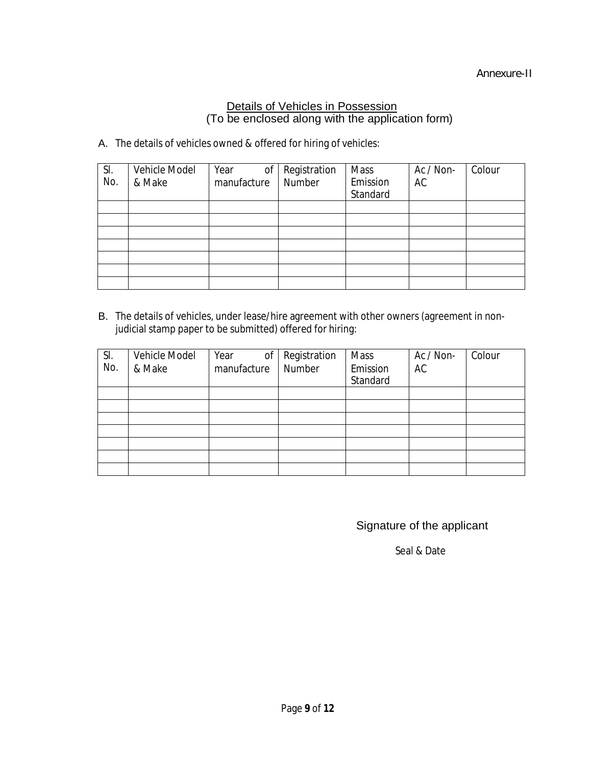Annexure-II

## Details of Vehicles in Possession

(To be enclosed along with the application form)

A. The details of vehicles owned & offered for hiring of vehicles:

| Sl. No. | Vehicle Model & Make | Year of manufacture | Registration Number | Mass Emission Standard | Ac / Non-AC | Colour |
|---|---|---|---|---|---|---|
| | | | | | | |
| | | | | | | |
| | | | | | | |
| | | | | | | |
| | | | | | | |
| | | | | | | |
| | | | | | | |

B. The details of vehicles, under lease/hire agreement with other owners (agreement in non-judicial stamp paper to be submitted) offered for hiring:

| Sl. No. | Vehicle Model & Make | Year of manufacture | Registration Number | Mass Emission Standard | Ac / Non-AC | Colour |
|---|---|---|---|---|---|---|
| | | | | | | |
| | | | | | | |
| | | | | | | |
| | | | | | | |
| | | | | | | |
| | | | | | | |
| | | | | | | |

Signature of the applicant

Seal & Date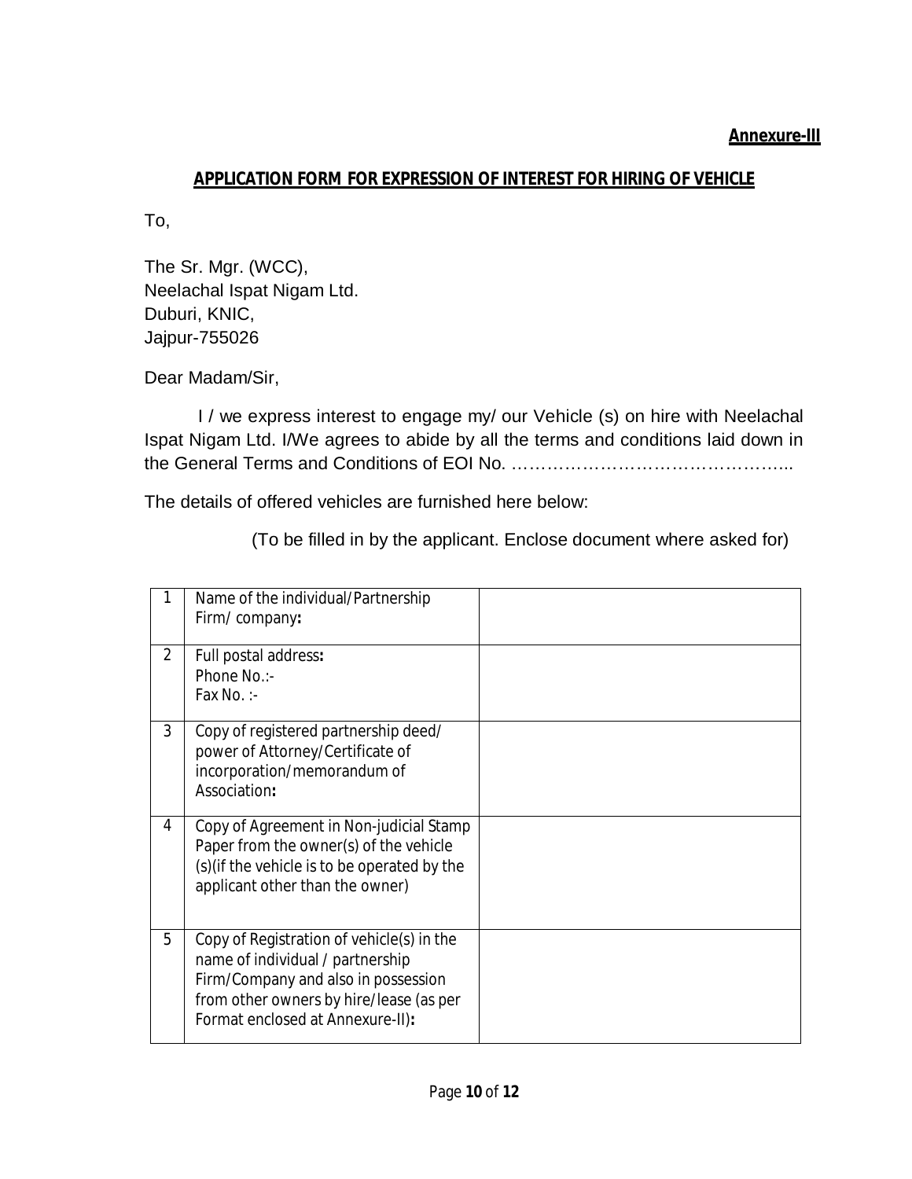**Annexure-III**

## APPLICATION FORM FOR EXPRESSION OF INTEREST FOR HIRING OF VEHICLE

To,

The Sr. Mgr. (WCC),
Neelachal Ispat Nigam Ltd.
Duburi, KNIC,
Jajpur-755026

Dear Madam/Sir,

I / we express interest to engage my/ our Vehicle (s) on hire with Neelachal Ispat Nigam Ltd. I/We agrees to abide by all the terms and conditions laid down in the General Terms and Conditions of EOI No. ………………………………………..

The details of offered vehicles are furnished here below:

(To be filled in by the applicant. Enclose document where asked for)

| | | |
|---|---|---|
| 1 | Name of the individual/Partnership Firm/ company**:** | |
| 2 | Full postal address**:**<br>Phone No.:-<br>Fax No. :- | |
| 3 | Copy of registered partnership deed/ power of Attorney/Certificate of incorporation/memorandum of Association**:** | |
| 4 | Copy of Agreement in Non-judicial Stamp Paper from the owner(s) of the vehicle (s)(if the vehicle is to be operated by the applicant other than the owner) | |
| 5 | Copy of Registration of vehicle(s) in the name of individual / partnership Firm/Company and also in possession from other owners by hire/lease (as per Format enclosed at Annexure-II)**:** | |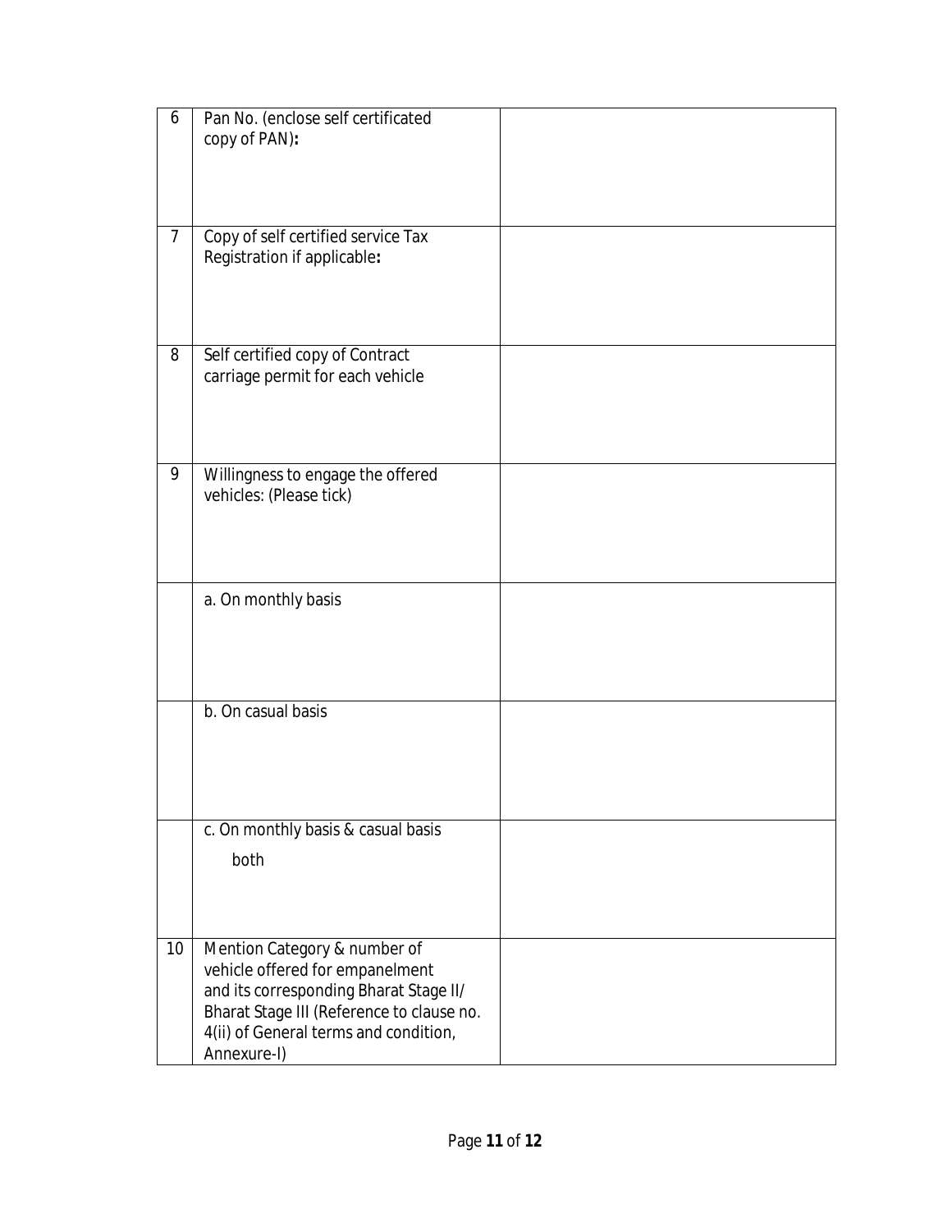| | | |
|---|---|---|
| 6 | Pan No. (enclose self certificated copy of PAN)**:** | |
| 7 | Copy of self certified service Tax Registration if applicable**:** | |
| 8 | Self certified copy of Contract carriage permit for each vehicle | |
| 9 | Willingness to engage the offered vehicles: (Please tick) | |
| | a. On monthly basis | |
| | b. On casual basis | |
| | c. On monthly basis & casual basis both | |
| 10 | Mention Category & number of vehicle offered for empanelment and its corresponding Bharat Stage II/ Bharat Stage III (Reference to clause no. 4(ii) of General terms and condition, Annexure-I) | |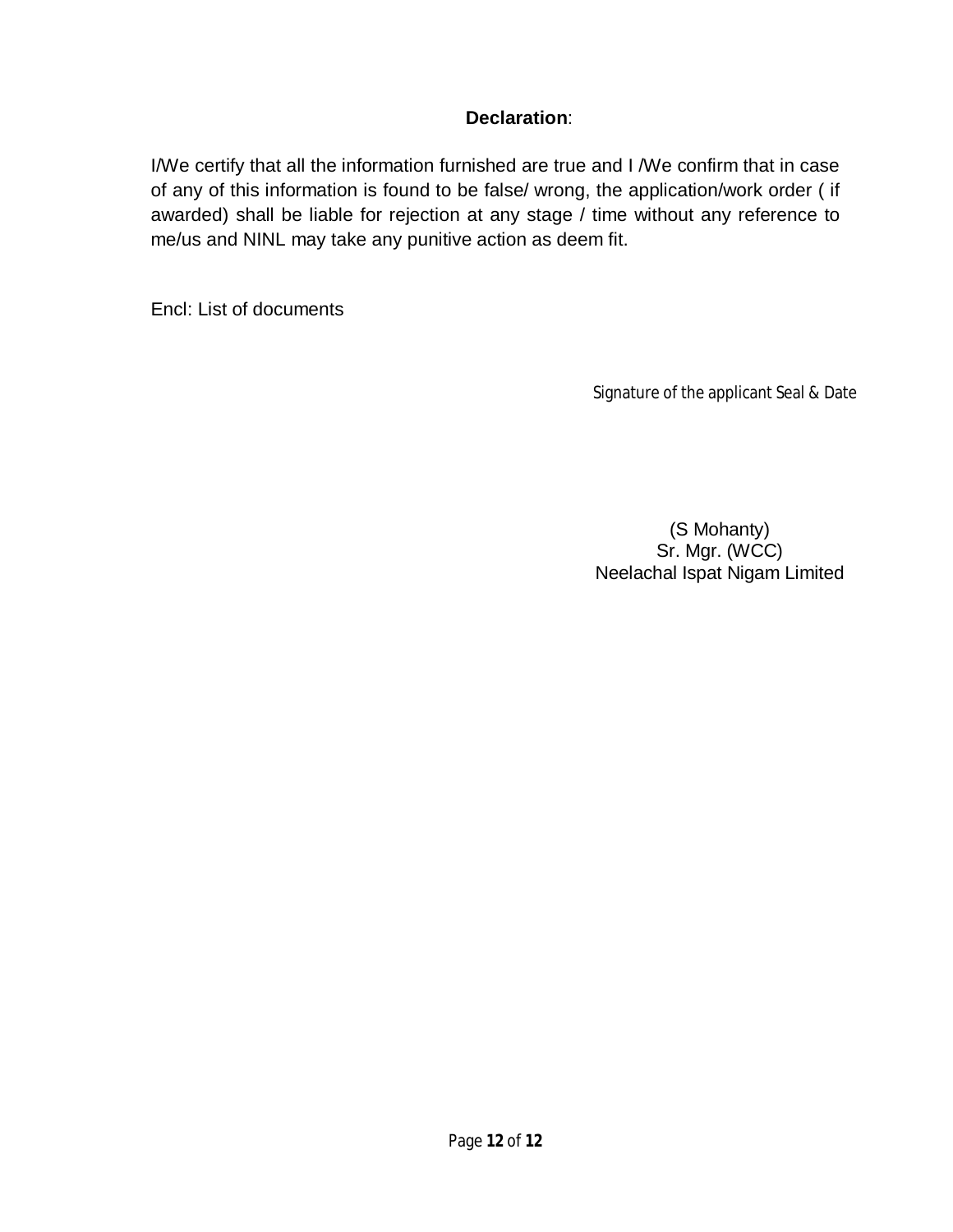**Declaration**:

I/We certify that all the information furnished are true and I /We confirm that in case of any of this information is found to be false/ wrong, the application/work order ( if awarded) shall be liable for rejection at any stage / time without any reference to me/us and NINL may take any punitive action as deem fit.

Encl: List of documents

Signature of the applicant Seal & Date

(S Mohanty)
Sr. Mgr. (WCC)
Neelachal Ispat Nigam Limited